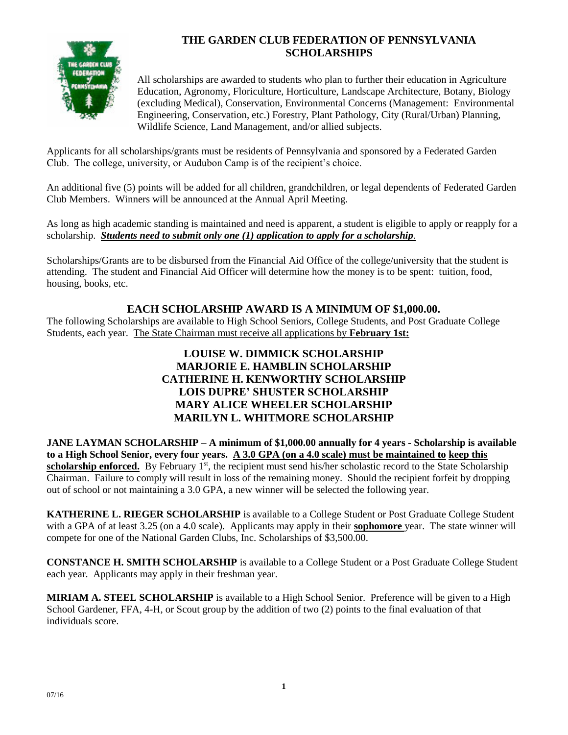# THE GARDEN CLUB FEDERATION OF PENNSYLVANIA SCHOLARSHIPS

All scholarships are awarded to students who plan to further their education in Agriculture Education, Agronomy, Floriculture, Horticulture, Landscape Architecture, Botany, Biology (excluding Medical), Conservation, Environmental Concerns (Management: Environmental Engineering, Conservation, etc.) Forestry, Plant Pathology, City (Rural/Urban) Planning, Wildlife Science, Land Management, and/or allied subjects.

Applicants for all scholarships/grants must be residents of Pennsylvania and sponsored by a Federated Garden Club. The college, university, or Audubon Camp is of the recipient's choice.

An additional five (5) points will be added for all children, grandchildren, or legal dependents of Federated Garden Club Members. Winners will be announced at the Annual April Meeting.

As long as high academic standing is maintained and need is apparent, a student is eligible to apply or reapply for a scholarship. ***Students need to submit only one (1) application to apply for a scholarship***.

Scholarships/Grants are to be disbursed from the Financial Aid Office of the college/university that the student is attending. The student and Financial Aid Officer will determine how the money is to be spent: tuition, food, housing, books, etc.

## EACH SCHOLARSHIP AWARD IS A MINIMUM OF $1,000.00.

The following Scholarships are available to High School Seniors, College Students, and Post Graduate College Students, each year. The State Chairman must receive all applications by **February 1st:**

**LOUISE W. DIMMICK SCHOLARSHIP**
**MARJORIE E. HAMBLIN SCHOLARSHIP**
**CATHERINE H. KENWORTHY SCHOLARSHIP**
**LOIS DUPRE' SHUSTER SCHOLARSHIP**
**MARY ALICE WHEELER SCHOLARSHIP**
**MARILYN L. WHITMORE SCHOLARSHIP**

**JANE LAYMAN SCHOLARSHIP – A minimum of $1,000.00 annually for 4 years - Scholarship is available to a High School Senior, every four years. A 3.0 GPA (on a 4.0 scale) must be maintained to keep this scholarship enforced.** By February 1st, the recipient must send his/her scholastic record to the State Scholarship Chairman. Failure to comply will result in loss of the remaining money. Should the recipient forfeit by dropping out of school or not maintaining a 3.0 GPA, a new winner will be selected the following year.

**KATHERINE L. RIEGER SCHOLARSHIP** is available to a College Student or Post Graduate College Student with a GPA of at least 3.25 (on a 4.0 scale). Applicants may apply in their **sophomore** year. The state winner will compete for one of the National Garden Clubs, Inc. Scholarships of $3,500.00.

**CONSTANCE H. SMITH SCHOLARSHIP** is available to a College Student or a Post Graduate College Student each year. Applicants may apply in their freshman year.

**MIRIAM A. STEEL SCHOLARSHIP** is available to a High School Senior. Preference will be given to a High School Gardener, FFA, 4-H, or Scout group by the addition of two (2) points to the final evaluation of that individuals score.

07/16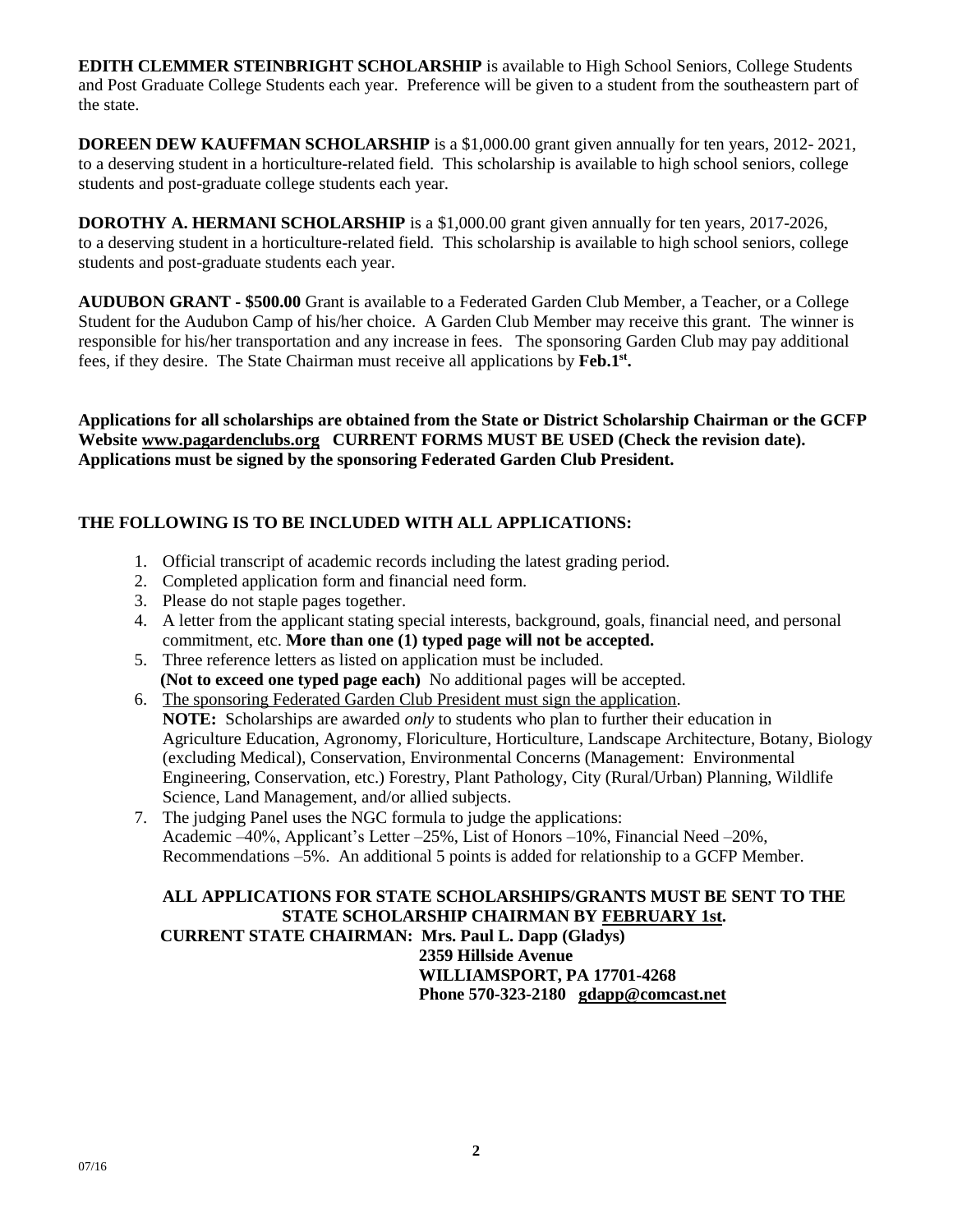**EDITH CLEMMER STEINBRIGHT SCHOLARSHIP** is available to High School Seniors, College Students and Post Graduate College Students each year. Preference will be given to a student from the southeastern part of the state.

**DOREEN DEW KAUFFMAN SCHOLARSHIP** is a $1,000.00 grant given annually for ten years, 2012- 2021, to a deserving student in a horticulture-related field. This scholarship is available to high school seniors, college students and post-graduate college students each year.

**DOROTHY A. HERMANI SCHOLARSHIP** is a $1,000.00 grant given annually for ten years, 2017-2026, to a deserving student in a horticulture-related field. This scholarship is available to high school seniors, college students and post-graduate students each year.

**AUDUBON GRANT - $500.00** Grant is available to a Federated Garden Club Member, a Teacher, or a College Student for the Audubon Camp of his/her choice. A Garden Club Member may receive this grant. The winner is responsible for his/her transportation and any increase in fees. The sponsoring Garden Club may pay additional fees, if they desire. The State Chairman must receive all applications by **Feb.1st.**

**Applications for all scholarships are obtained from the State or District Scholarship Chairman or the GCFP Website www.pagardenclubs.org CURRENT FORMS MUST BE USED (Check the revision date). Applications must be signed by the sponsoring Federated Garden Club President.**

**THE FOLLOWING IS TO BE INCLUDED WITH ALL APPLICATIONS:**

1. Official transcript of academic records including the latest grading period.
2. Completed application form and financial need form.
3. Please do not staple pages together.
4. A letter from the applicant stating special interests, background, goals, financial need, and personal commitment, etc. **More than one (1) typed page will not be accepted.**
5. Three reference letters as listed on application must be included. **(Not to exceed one typed page each)** No additional pages will be accepted.
6. The sponsoring Federated Garden Club President must sign the application.
   **NOTE:** Scholarships are awarded *only* to students who plan to further their education in Agriculture Education, Agronomy, Floriculture, Horticulture, Landscape Architecture, Botany, Biology (excluding Medical), Conservation, Environmental Concerns (Management: Environmental Engineering, Conservation, etc.) Forestry, Plant Pathology, City (Rural/Urban) Planning, Wildlife Science, Land Management, and/or allied subjects.
7. The judging Panel uses the NGC formula to judge the applications:
   Academic –40%, Applicant's Letter –25%, List of Honors –10%, Financial Need –20%, Recommendations –5%. An additional 5 points is added for relationship to a GCFP Member.

**ALL APPLICATIONS FOR STATE SCHOLARSHIPS/GRANTS MUST BE SENT TO THE STATE SCHOLARSHIP CHAIRMAN BY FEBRUARY 1st.**

**CURRENT STATE CHAIRMAN: Mrs. Paul L. Dapp (Gladys)**
**2359 Hillside Avenue**
**WILLIAMSPORT, PA 17701-4268**
**Phone 570-323-2180 gdapp@comcast.net**

07/16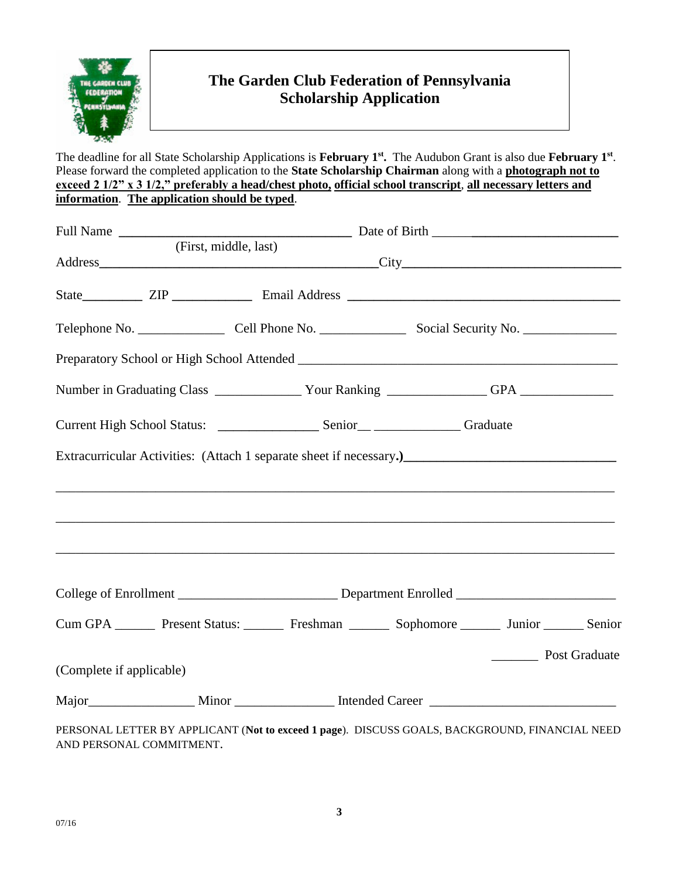# The Garden Club Federation of Pennsylvania
## Scholarship Application

The deadline for all State Scholarship Applications is **February 1st.** The Audubon Grant is also due **February 1st**. Please forward the completed application to the **State Scholarship Chairman** along with a **photograph not to exceed 2 1/2" x 3 1/2," preferably a head/chest photo, official school transcript**, **all necessary letters and information**. **The application should be typed**.

Full Name ____________________________ Date of Birth ____________________________
(First, middle, last)

Address____________________________________City____________________________

State_________ ZIP ___________ Email Address ____________________________________

Telephone No. ____________ Cell Phone No. ____________ Social Security No. ____________

Preparatory School or High School Attended ____________________________________________

Number in Graduating Class ____________ Your Ranking ______________ GPA ____________

Current High School Status: _______________ Senior__ _____________ Graduate

Extracurricular Activities: (Attach 1 separate sheet if necessary.)____________________________

______________________________________________________________________________

______________________________________________________________________________

______________________________________________________________________________

College of Enrollment _______________________ Department Enrolled _______________________

Cum GPA ______ Present Status: ______ Freshman ______ Sophomore ______ Junior ______ Senior

_______ Post Graduate

(Complete if applicable)

Major________________ Minor _______________ Intended Career ___________________________

PERSONAL LETTER BY APPLICANT (**Not to exceed 1 page**). DISCUSS GOALS, BACKGROUND, FINANCIAL NEED AND PERSONAL COMMITMENT.

07/16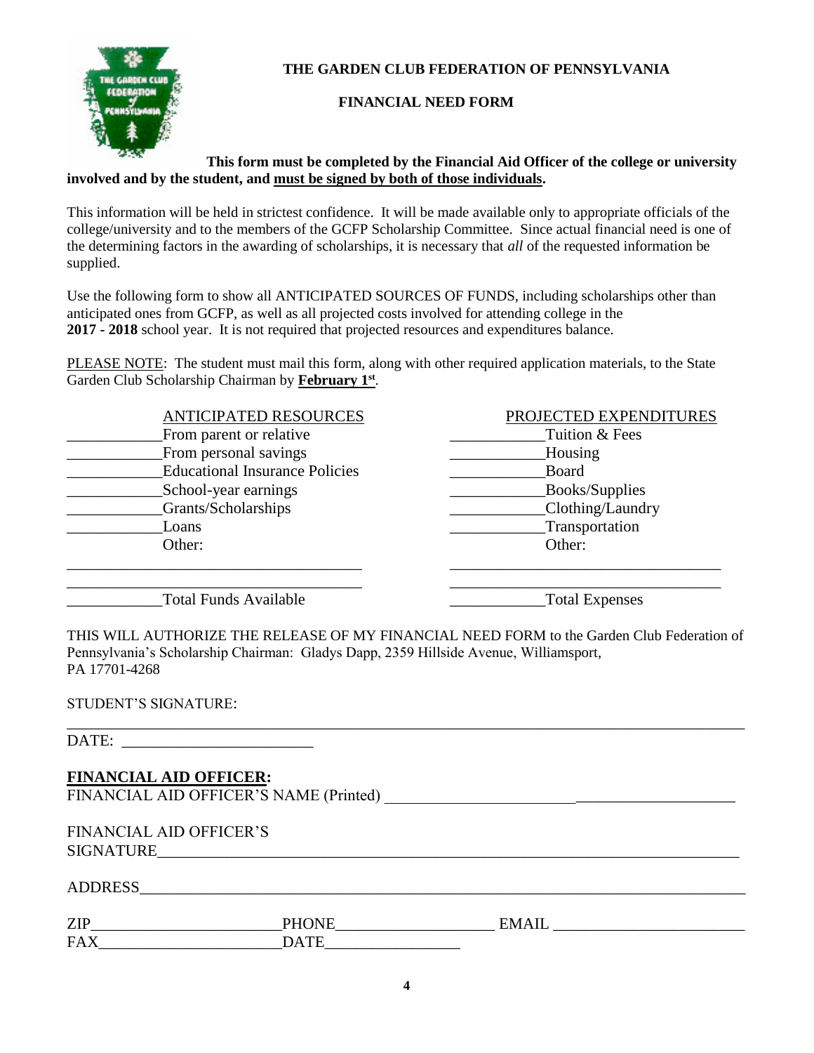**THE GARDEN CLUB FEDERATION OF PENNSYLVANIA**

**FINANCIAL NEED FORM**

**This form must be completed by the Financial Aid Officer of the college or university involved and by the student, and <u>must be signed by both of those individuals</u>.**

This information will be held in strictest confidence. It will be made available only to appropriate officials of the college/university and to the members of the GCFP Scholarship Committee. Since actual financial need is one of the determining factors in the awarding of scholarships, it is necessary that *all* of the requested information be supplied.

Use the following form to show all ANTICIPATED SOURCES OF FUNDS, including scholarships other than anticipated ones from GCFP, as well as all projected costs involved for attending college in the **2017 - 2018** school year. It is not required that projected resources and expenditures balance.

<u>PLEASE NOTE</u>: The student must mail this form, along with other required application materials, to the State Garden Club Scholarship Chairman by **<u>February 1st</u>**.

| <u>ANTICIPATED RESOURCES</u> | <u>PROJECTED EXPENDITURES</u> |
|---|---|
| ____________From parent or relative | ____________Tuition & Fees |
| ____________From personal savings | ____________Housing |
| ____________Educational Insurance Policies | ____________Board |
| ____________School-year earnings | ____________Books/Supplies |
| ____________Grants/Scholarships | ____________Clothing/Laundry |
| ____________Loans | ____________Transportation |
| Other: | Other: |
| ______________________________________ | ______________________________________ |
| ______________________________________ | ______________________________________ |
| ____________Total Funds Available | ____________Total Expenses |

THIS WILL AUTHORIZE THE RELEASE OF MY FINANCIAL NEED FORM to the Garden Club Federation of Pennsylvania's Scholarship Chairman: Gladys Dapp, 2359 Hillside Avenue, Williamsport, PA 17701-4268

STUDENT'S SIGNATURE: ____________________________________________

DATE: ________________________

**<u>FINANCIAL AID OFFICER</u>:**

FINANCIAL AID OFFICER'S NAME (Printed) ____________________________________________

FINANCIAL AID OFFICER'S SIGNATURE____________________________________________

ADDRESS____________________________________________

ZIP________________________ PHONE____________________ EMAIL ________________________

FAX______________________ DATE_________________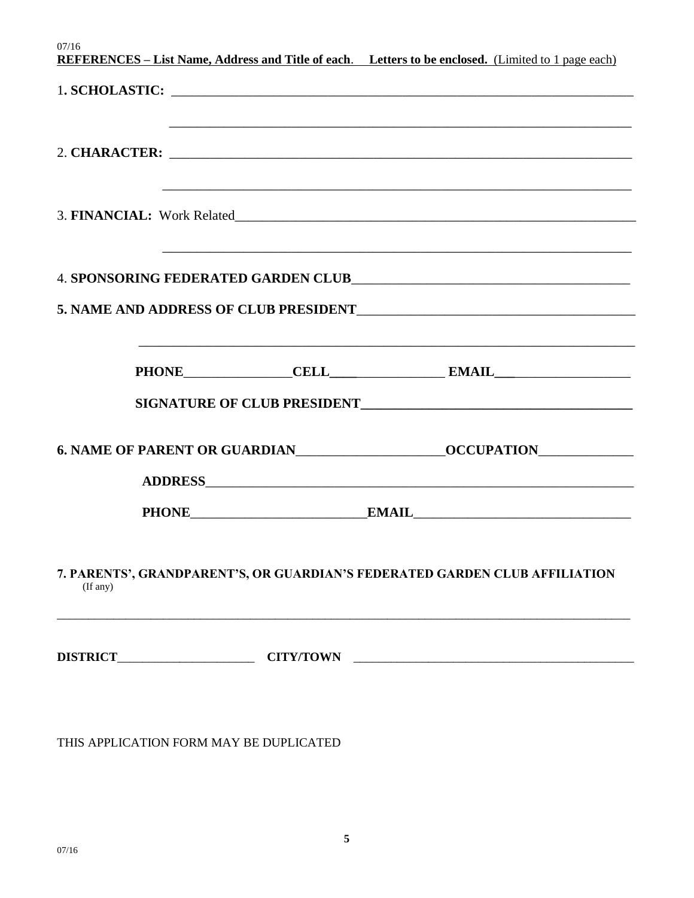**REFERENCES – List Name, Address and Title of each**. **Letters to be enclosed.** (Limited to 1 page each)

1. **SCHOLASTIC:** ______________________________________________________________________

______________________________________________________________________

2. **CHARACTER:** ______________________________________________________________________

______________________________________________________________________

3. **FINANCIAL:** Work Related______________________________________________________________________

______________________________________________________________________

4. **SPONSORING FEDERATED GARDEN CLUB**________________________________________

**5. NAME AND ADDRESS OF CLUB PRESIDENT**________________________________________

______________________________________________________________________

**PHONE**________________**CELL**________________ **EMAIL**__________________

**SIGNATURE OF CLUB PRESIDENT**________________________________________

**6. NAME OF PARENT OR GUARDIAN**______________________**OCCUPATION**______________

**ADDRESS**______________________________________________________________________

**PHONE**__________________________**EMAIL**________________________________

**7. PARENTS', GRANDPARENT'S, OR GUARDIAN'S FEDERATED GARDEN CLUB AFFILIATION**
(If any)

______________________________________________________________________

**DISTRICT**______________________ **CITY/TOWN** ________________________________________

THIS APPLICATION FORM MAY BE DUPLICATED